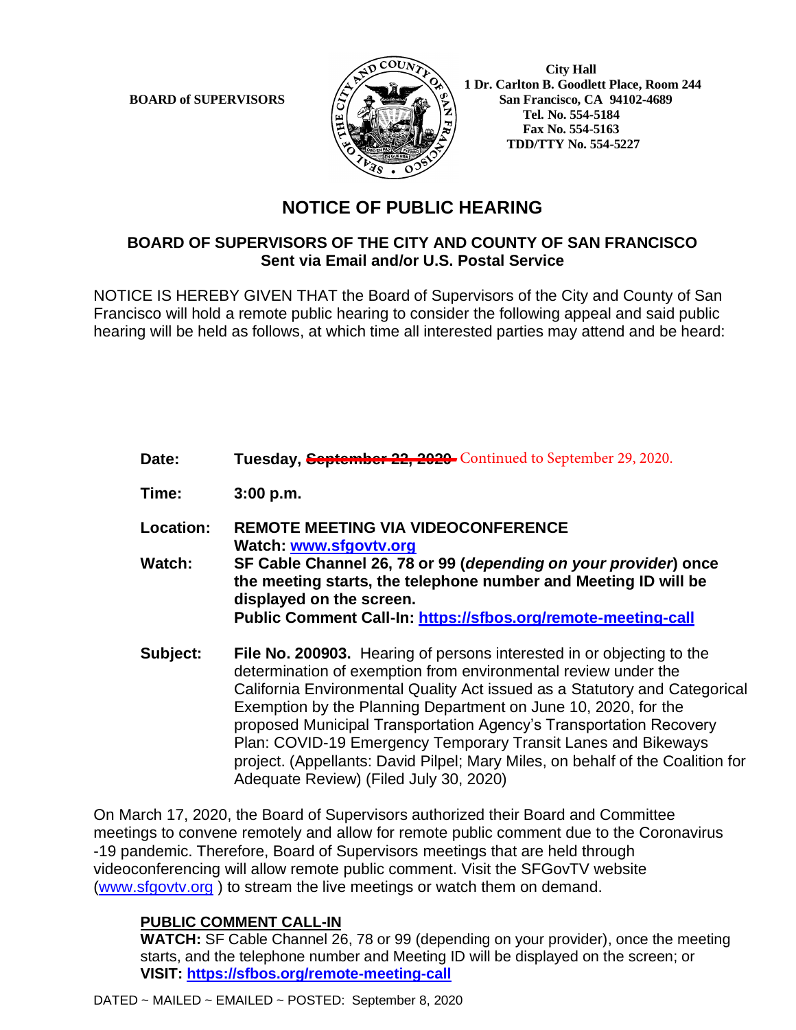**BOARD of SUPERVISORS**

**City Hall**
**1 Dr. Carlton B. Goodlett Place, Room 244**
**San Francisco, CA 94102-4689**
**Tel. No. 554-5184**
**Fax No. 554-5163**
**TDD/TTY No. 554-5227**

# NOTICE OF PUBLIC HEARING

## BOARD OF SUPERVISORS OF THE CITY AND COUNTY OF SAN FRANCISCO
**Sent via Email and/or U.S. Postal Service**

NOTICE IS HEREBY GIVEN THAT the Board of Supervisors of the City and County of San Francisco will hold a remote public hearing to consider the following appeal and said public hearing will be held as follows, at which time all interested parties may attend and be heard:

**Date:** **Tuesday, ~~September 22, 2020~~** Continued to September 29, 2020.

**Time:** **3:00 p.m.**

**Location:** **REMOTE MEETING VIA VIDEOCONFERENCE**
**Watch: www.sfgovtv.org**

**Watch:** **SF Cable Channel 26, 78 or 99 (*depending on your provider*) once the meeting starts, the telephone number and Meeting ID will be displayed on the screen.**
**Public Comment Call-In: https://sfbos.org/remote-meeting-call**

**Subject:** **File No. 200903.** Hearing of persons interested in or objecting to the determination of exemption from environmental review under the California Environmental Quality Act issued as a Statutory and Categorical Exemption by the Planning Department on June 10, 2020, for the proposed Municipal Transportation Agency's Transportation Recovery Plan: COVID-19 Emergency Temporary Transit Lanes and Bikeways project. (Appellants: David Pilpel; Mary Miles, on behalf of the Coalition for Adequate Review) (Filed July 30, 2020)

On March 17, 2020, the Board of Supervisors authorized their Board and Committee meetings to convene remotely and allow for remote public comment due to the Coronavirus -19 pandemic. Therefore, Board of Supervisors meetings that are held through videoconferencing will allow remote public comment. Visit the SFGovTV website (www.sfgovtv.org ) to stream the live meetings or watch them on demand.

**PUBLIC COMMENT CALL-IN**
**WATCH:** SF Cable Channel 26, 78 or 99 (depending on your provider), once the meeting starts, and the telephone number and Meeting ID will be displayed on the screen; or
**VISIT: https://sfbos.org/remote-meeting-call**

DATED ~ MAILED ~ EMAILED ~ POSTED: September 8, 2020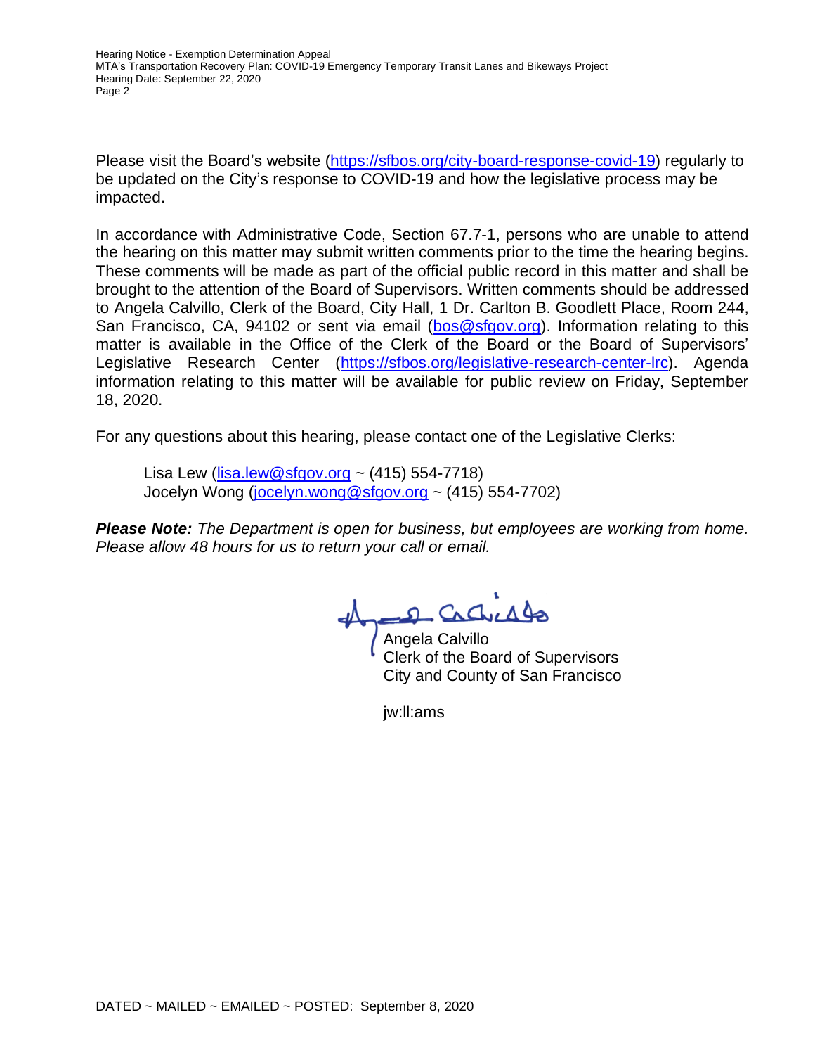Please visit the Board's website (https://sfbos.org/city-board-response-covid-19) regularly to be updated on the City's response to COVID-19 and how the legislative process may be impacted.

In accordance with Administrative Code, Section 67.7-1, persons who are unable to attend the hearing on this matter may submit written comments prior to the time the hearing begins. These comments will be made as part of the official public record in this matter and shall be brought to the attention of the Board of Supervisors. Written comments should be addressed to Angela Calvillo, Clerk of the Board, City Hall, 1 Dr. Carlton B. Goodlett Place, Room 244, San Francisco, CA, 94102 or sent via email (bos@sfgov.org). Information relating to this matter is available in the Office of the Clerk of the Board or the Board of Supervisors' Legislative Research Center (https://sfbos.org/legislative-research-center-lrc). Agenda information relating to this matter will be available for public review on Friday, September 18, 2020.

For any questions about this hearing, please contact one of the Legislative Clerks:

Lisa Lew (lisa.lew@sfgov.org ~ (415) 554-7718)
Jocelyn Wong (jocelyn.wong@sfgov.org ~ (415) 554-7702)

***Please Note:*** *The Department is open for business, but employees are working from home. Please allow 48 hours for us to return your call or email.*

Angela Calvillo
Clerk of the Board of Supervisors
City and County of San Francisco

jw:ll:ams

DATED ~ MAILED ~ EMAILED ~ POSTED: September 8, 2020